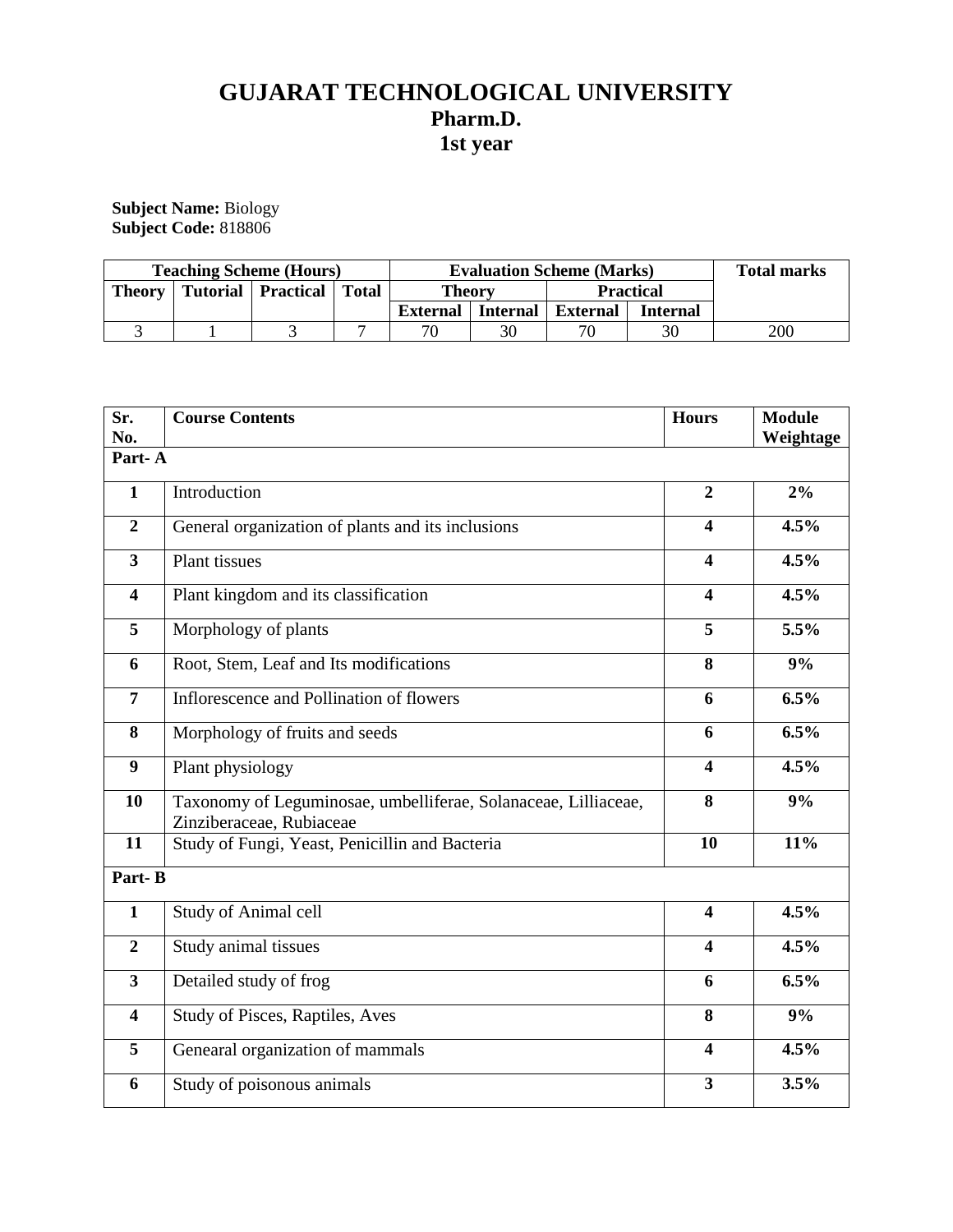# GUJARAT TECHNOLOGICAL UNIVERSITY
## Pharm.D.
## 1st year

**Subject Name:** Biology
**Subject Code:** 818806

| Teaching Scheme (Hours) | | | | Evaluation Scheme (Marks) | | | | Total marks |
|---|---|---|---|---|---|---|---|---|
| Theory | Tutorial | Practical | Total | Theory | | Practical | | |
| | | | | External | Internal | External | Internal | |
| 3 | 1 | 3 | 7 | 70 | 30 | 70 | 30 | 200 |

| Sr. No. | Course Contents | Hours | Module Weightage |
|---|---|---|---|
| **Part- A** | | | |
| **1** | Introduction | **2** | **2%** |
| **2** | General organization of plants and its inclusions | **4** | **4.5%** |
| **3** | Plant tissues | **4** | **4.5%** |
| **4** | Plant kingdom and its classification | **4** | **4.5%** |
| **5** | Morphology of plants | **5** | **5.5%** |
| **6** | Root, Stem, Leaf and Its modifications | **8** | **9%** |
| **7** | Inflorescence and Pollination of flowers | **6** | **6.5%** |
| **8** | Morphology of fruits and seeds | **6** | **6.5%** |
| **9** | Plant physiology | **4** | **4.5%** |
| **10** | Taxonomy of Leguminosae, umbelliferae, Solanaceae, Lilliaceae, Zinziberaceae, Rubiaceae | **8** | **9%** |
| **11** | Study of Fungi, Yeast, Penicillin and Bacteria | **10** | **11%** |
| **Part- B** | | | |
| **1** | Study of Animal cell | **4** | **4.5%** |
| **2** | Study animal tissues | **4** | **4.5%** |
| **3** | Detailed study of frog | **6** | **6.5%** |
| **4** | Study of Pisces, Raptiles, Aves | **8** | **9%** |
| **5** | Genearal organization of mammals | **4** | **4.5%** |
| **6** | Study of poisonous animals | **3** | **3.5%** |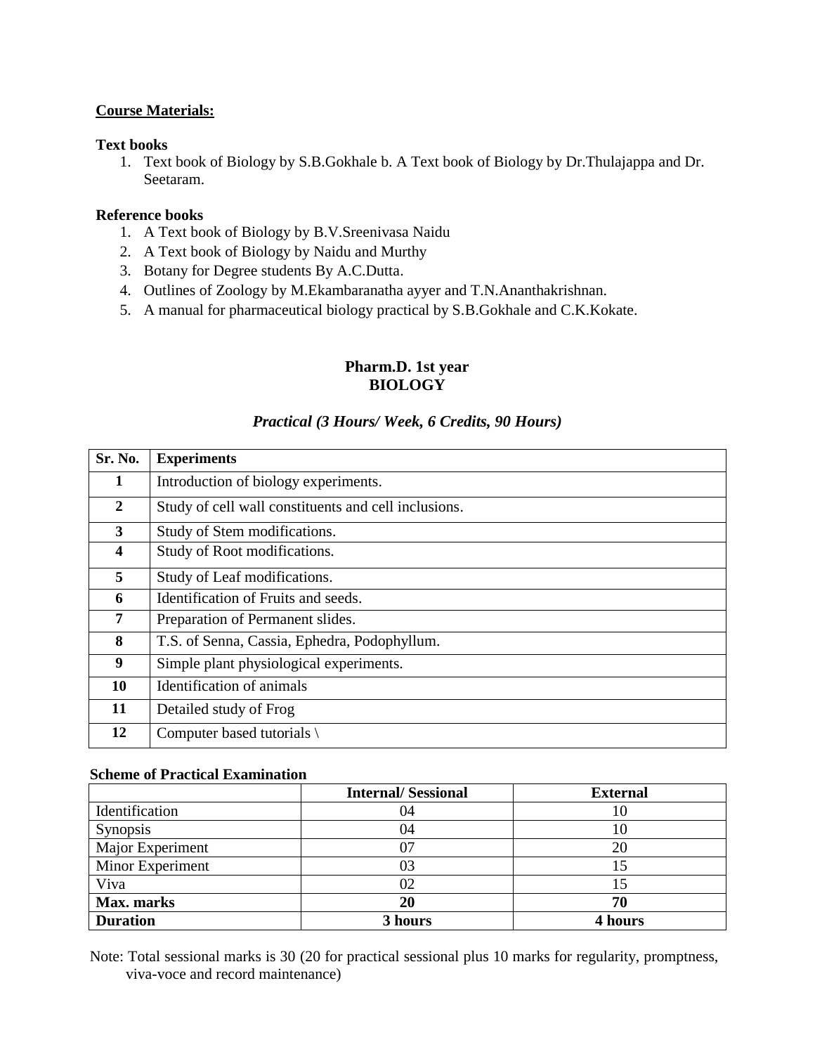**Course Materials:**

**Text books**

1. Text book of Biology by S.B.Gokhale b. A Text book of Biology by Dr.Thulajappa and Dr. Seetaram.

**Reference books**

1. A Text book of Biology by B.V.Sreenivasa Naidu
2. A Text book of Biology by Naidu and Murthy
3. Botany for Degree students By A.C.Dutta.
4. Outlines of Zoology by M.Ekambaranatha ayyer and T.N.Ananthakrishnan.
5. A manual for pharmaceutical biology practical by S.B.Gokhale and C.K.Kokate.

## Pharm.D. 1st year
## BIOLOGY

### *Practical (3 Hours/ Week, 6 Credits, 90 Hours)*

| Sr. No. | Experiments |
|---|---|
| 1 | Introduction of biology experiments. |
| 2 | Study of cell wall constituents and cell inclusions. |
| 3 | Study of Stem modifications. |
| 4 | Study of Root modifications. |
| 5 | Study of Leaf modifications. |
| 6 | Identification of Fruits and seeds. |
| 7 | Preparation of Permanent slides. |
| 8 | T.S. of Senna, Cassia, Ephedra, Podophyllum. |
| 9 | Simple plant physiological experiments. |
| 10 | Identification of animals |
| 11 | Detailed study of Frog |
| 12 | Computer based tutorials \ |

**Scheme of Practical Examination**

| | Internal/ Sessional | External |
|---|---|---|
| Identification | 04 | 10 |
| Synopsis | 04 | 10 |
| Major Experiment | 07 | 20 |
| Minor Experiment | 03 | 15 |
| Viva | 02 | 15 |
| **Max. marks** | **20** | **70** |
| **Duration** | **3 hours** | **4 hours** |

Note: Total sessional marks is 30 (20 for practical sessional plus 10 marks for regularity, promptness, viva-voce and record maintenance)